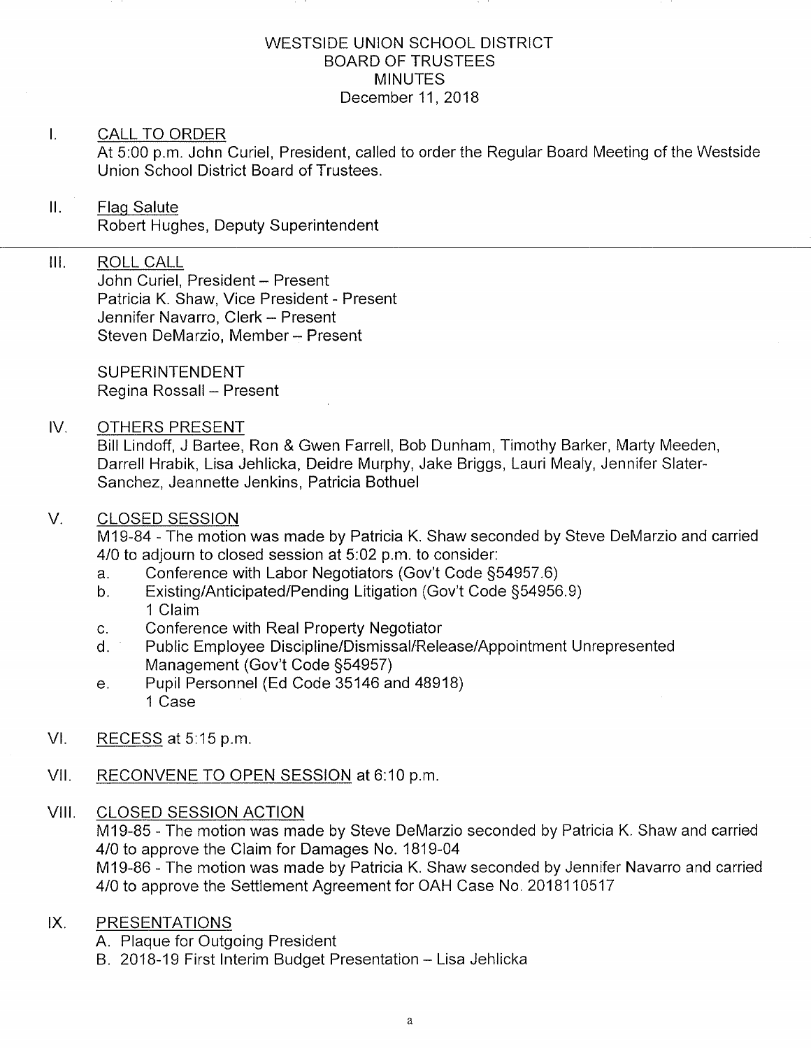# WESTSIDE UNION SCHOOL DISTRICT
## BOARD OF TRUSTEES
## MINUTES
December 11, 2018

I. CALL TO ORDER

At 5:00 p.m. John Curiel, President, called to order the Regular Board Meeting of the Westside Union School District Board of Trustees.

II. Flag Salute

Robert Hughes, Deputy Superintendent

---

III. ROLL CALL

John Curiel, President – Present
Patricia K. Shaw, Vice President - Present
Jennifer Navarro, Clerk – Present
Steven DeMarzio, Member – Present

SUPERINTENDENT
Regina Rossall – Present

IV. OTHERS PRESENT

Bill Lindoff, J Bartee, Ron & Gwen Farrell, Bob Dunham, Timothy Barker, Marty Meeden, Darrell Hrabik, Lisa Jehlicka, Deidre Murphy, Jake Briggs, Lauri Mealy, Jennifer Slater-Sanchez, Jeannette Jenkins, Patricia Bothuel

V. CLOSED SESSION

M19-84 - The motion was made by Patricia K. Shaw seconded by Steve DeMarzio and carried 4/0 to adjourn to closed session at 5:02 p.m. to consider:

a. Conference with Labor Negotiators (Gov't Code §54957.6)
b. Existing/Anticipated/Pending Litigation (Gov't Code §54956.9)
   1 Claim
c. Conference with Real Property Negotiator
d. Public Employee Discipline/Dismissal/Release/Appointment Unrepresented Management (Gov't Code §54957)
e. Pupil Personnel (Ed Code 35146 and 48918)
   1 Case

VI. RECESS at 5:15 p.m.

VII. RECONVENE TO OPEN SESSION at 6:10 p.m.

VIII. CLOSED SESSION ACTION

M19-85 - The motion was made by Steve DeMarzio seconded by Patricia K. Shaw and carried 4/0 to approve the Claim for Damages No. 1819-04

M19-86 - The motion was made by Patricia K. Shaw seconded by Jennifer Navarro and carried 4/0 to approve the Settlement Agreement for OAH Case No. 2018110517

IX. PRESENTATIONS

A. Plaque for Outgoing President
B. 2018-19 First Interim Budget Presentation – Lisa Jehlicka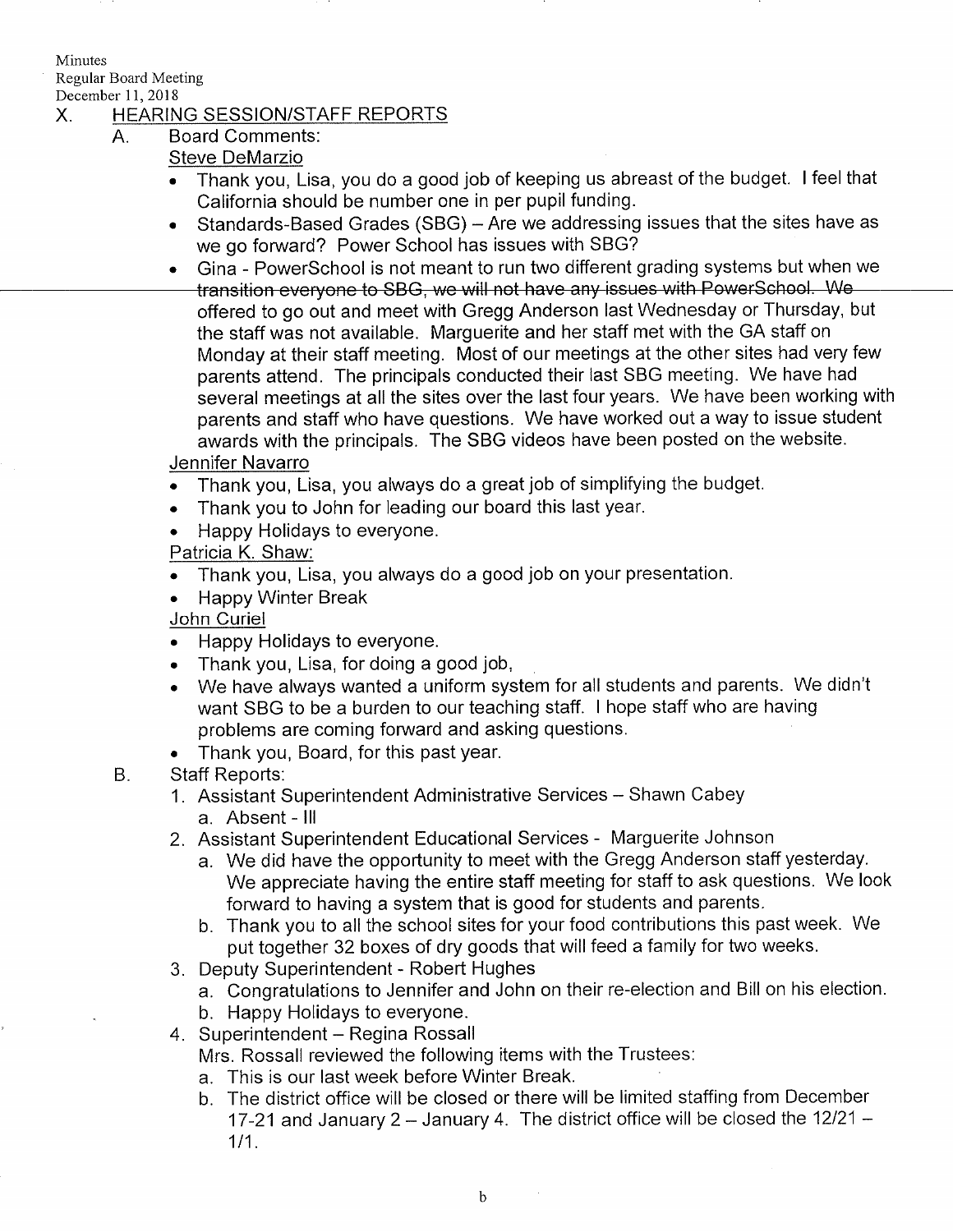Minutes
Regular Board Meeting
December 11, 2018

## X. HEARING SESSION/STAFF REPORTS

### A. Board Comments:

Steve DeMarzio

- Thank you, Lisa, you do a good job of keeping us abreast of the budget. I feel that California should be number one in per pupil funding.
- Standards-Based Grades (SBG) – Are we addressing issues that the sites have as we go forward? Power School has issues with SBG?
- Gina - PowerSchool is not meant to run two different grading systems but when we transition everyone to SBG, we will not have any issues with PowerSchool. We offered to go out and meet with Gregg Anderson last Wednesday or Thursday, but the staff was not available. Marguerite and her staff met with the GA staff on Monday at their staff meeting. Most of our meetings at the other sites had very few parents attend. The principals conducted their last SBG meeting. We have had several meetings at all the sites over the last four years. We have been working with parents and staff who have questions. We have worked out a way to issue student awards with the principals. The SBG videos have been posted on the website.

Jennifer Navarro

- Thank you, Lisa, you always do a great job of simplifying the budget.
- Thank you to John for leading our board this last year.
- Happy Holidays to everyone.

Patricia K. Shaw:

- Thank you, Lisa, you always do a good job on your presentation.
- Happy Winter Break

John Curiel

- Happy Holidays to everyone.
- Thank you, Lisa, for doing a good job,
- We have always wanted a uniform system for all students and parents. We didn't want SBG to be a burden to our teaching staff. I hope staff who are having problems are coming forward and asking questions.
- Thank you, Board, for this past year.

### B. Staff Reports:

1. Assistant Superintendent Administrative Services – Shawn Cabey
   a. Absent - Ill
2. Assistant Superintendent Educational Services - Marguerite Johnson
   a. We did have the opportunity to meet with the Gregg Anderson staff yesterday. We appreciate having the entire staff meeting for staff to ask questions. We look forward to having a system that is good for students and parents.
   b. Thank you to all the school sites for your food contributions this past week. We put together 32 boxes of dry goods that will feed a family for two weeks.
3. Deputy Superintendent - Robert Hughes
   a. Congratulations to Jennifer and John on their re-election and Bill on his election.
   b. Happy Holidays to everyone.
4. Superintendent – Regina Rossall
   Mrs. Rossall reviewed the following items with the Trustees:
   a. This is our last week before Winter Break.
   b. The district office will be closed or there will be limited staffing from December 17-21 and January 2 – January 4. The district office will be closed the 12/21 – 1/1.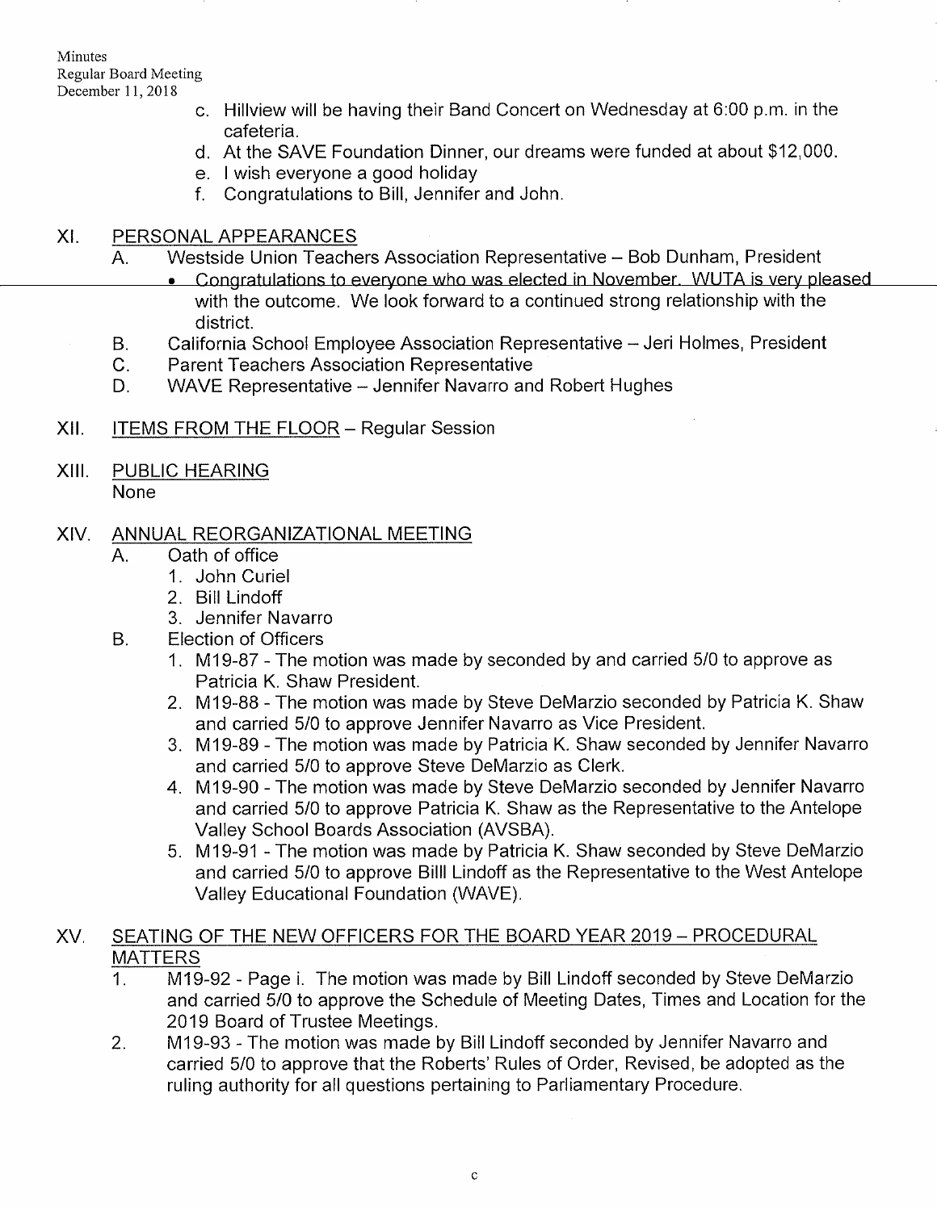c. Hillview will be having their Band Concert on Wednesday at 6:00 p.m. in the cafeteria.
d. At the SAVE Foundation Dinner, our dreams were funded at about $12,000.
e. I wish everyone a good holiday
f. Congratulations to Bill, Jennifer and John.

## XI. PERSONAL APPEARANCES

A. Westside Union Teachers Association Representative – Bob Dunham, President
- Congratulations to everyone who was elected in November. WUTA is very pleased with the outcome. We look forward to a continued strong relationship with the district.

B. California School Employee Association Representative – Jeri Holmes, President

C. Parent Teachers Association Representative

D. WAVE Representative – Jennifer Navarro and Robert Hughes

## XII. ITEMS FROM THE FLOOR – Regular Session

## XIII. PUBLIC HEARING

None

## XIV. ANNUAL REORGANIZATIONAL MEETING

A. Oath of office
1. John Curiel
2. Bill Lindoff
3. Jennifer Navarro

B. Election of Officers
1. M19-87 - The motion was made by seconded by and carried 5/0 to approve as Patricia K. Shaw President.
2. M19-88 - The motion was made by Steve DeMarzio seconded by Patricia K. Shaw and carried 5/0 to approve Jennifer Navarro as Vice President.
3. M19-89 - The motion was made by Patricia K. Shaw seconded by Jennifer Navarro and carried 5/0 to approve Steve DeMarzio as Clerk.
4. M19-90 - The motion was made by Steve DeMarzio seconded by Jennifer Navarro and carried 5/0 to approve Patricia K. Shaw as the Representative to the Antelope Valley School Boards Association (AVSBA).
5. M19-91 - The motion was made by Patricia K. Shaw seconded by Steve DeMarzio and carried 5/0 to approve Billl Lindoff as the Representative to the West Antelope Valley Educational Foundation (WAVE).

## XV. SEATING OF THE NEW OFFICERS FOR THE BOARD YEAR 2019 – PROCEDURAL MATTERS

1. M19-92 - Page i. The motion was made by Bill Lindoff seconded by Steve DeMarzio and carried 5/0 to approve the Schedule of Meeting Dates, Times and Location for the 2019 Board of Trustee Meetings.
2. M19-93 - The motion was made by Bill Lindoff seconded by Jennifer Navarro and carried 5/0 to approve that the Roberts' Rules of Order, Revised, be adopted as the ruling authority for all questions pertaining to Parliamentary Procedure.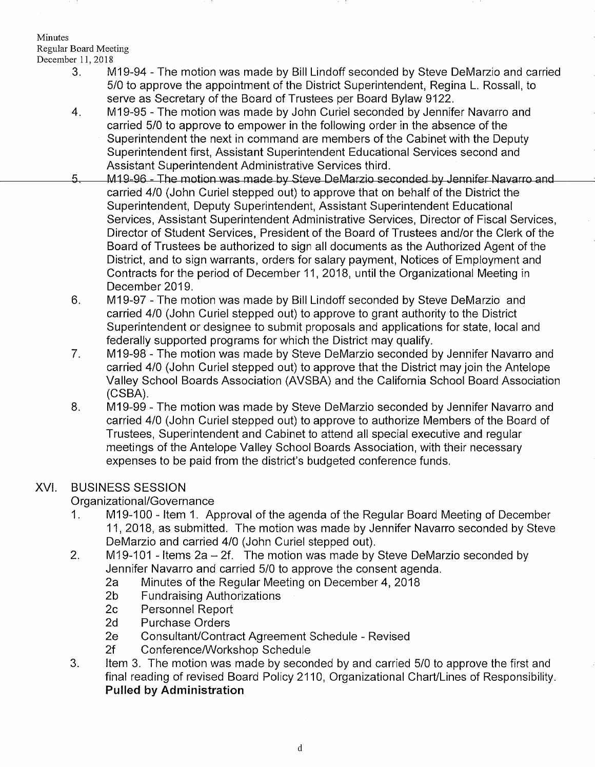3. M19-94 - The motion was made by Bill Lindoff seconded by Steve DeMarzio and carried 5/0 to approve the appointment of the District Superintendent, Regina L. Rossall, to serve as Secretary of the Board of Trustees per Board Bylaw 9122.
4. M19-95 - The motion was made by John Curiel seconded by Jennifer Navarro and carried 5/0 to approve to empower in the following order in the absence of the Superintendent the next in command are members of the Cabinet with the Deputy Superintendent first, Assistant Superintendent Educational Services second and Assistant Superintendent Administrative Services third.
5. M19-96 - The motion was made by Steve DeMarzio seconded by Jennifer Navarro and carried 4/0 (John Curiel stepped out) to approve that on behalf of the District the Superintendent, Deputy Superintendent, Assistant Superintendent Educational Services, Assistant Superintendent Administrative Services, Director of Fiscal Services, Director of Student Services, President of the Board of Trustees and/or the Clerk of the Board of Trustees be authorized to sign all documents as the Authorized Agent of the District, and to sign warrants, orders for salary payment, Notices of Employment and Contracts for the period of December 11, 2018, until the Organizational Meeting in December 2019.
6. M19-97 - The motion was made by Bill Lindoff seconded by Steve DeMarzio and carried 4/0 (John Curiel stepped out) to approve to grant authority to the District Superintendent or designee to submit proposals and applications for state, local and federally supported programs for which the District may qualify.
7. M19-98 - The motion was made by Steve DeMarzio seconded by Jennifer Navarro and carried 4/0 (John Curiel stepped out) to approve that the District may join the Antelope Valley School Boards Association (AVSBA) and the California School Board Association (CSBA).
8. M19-99 - The motion was made by Steve DeMarzio seconded by Jennifer Navarro and carried 4/0 (John Curiel stepped out) to approve to authorize Members of the Board of Trustees, Superintendent and Cabinet to attend all special executive and regular meetings of the Antelope Valley School Boards Association, with their necessary expenses to be paid from the district's budgeted conference funds.

## XVI. BUSINESS SESSION

Organizational/Governance

1. M19-100 - Item 1. Approval of the agenda of the Regular Board Meeting of December 11, 2018, as submitted. The motion was made by Jennifer Navarro seconded by Steve DeMarzio and carried 4/0 (John Curiel stepped out).
2. M19-101 - Items 2a – 2f. The motion was made by Steve DeMarzio seconded by Jennifer Navarro and carried 5/0 to approve the consent agenda.
   - 2a Minutes of the Regular Meeting on December 4, 2018
   - 2b Fundraising Authorizations
   - 2c Personnel Report
   - 2d Purchase Orders
   - 2e Consultant/Contract Agreement Schedule - Revised
   - 2f Conference/Workshop Schedule
3. Item 3. The motion was made by seconded by and carried 5/0 to approve the first and final reading of revised Board Policy 2110, Organizational Chart/Lines of Responsibility. **Pulled by Administration**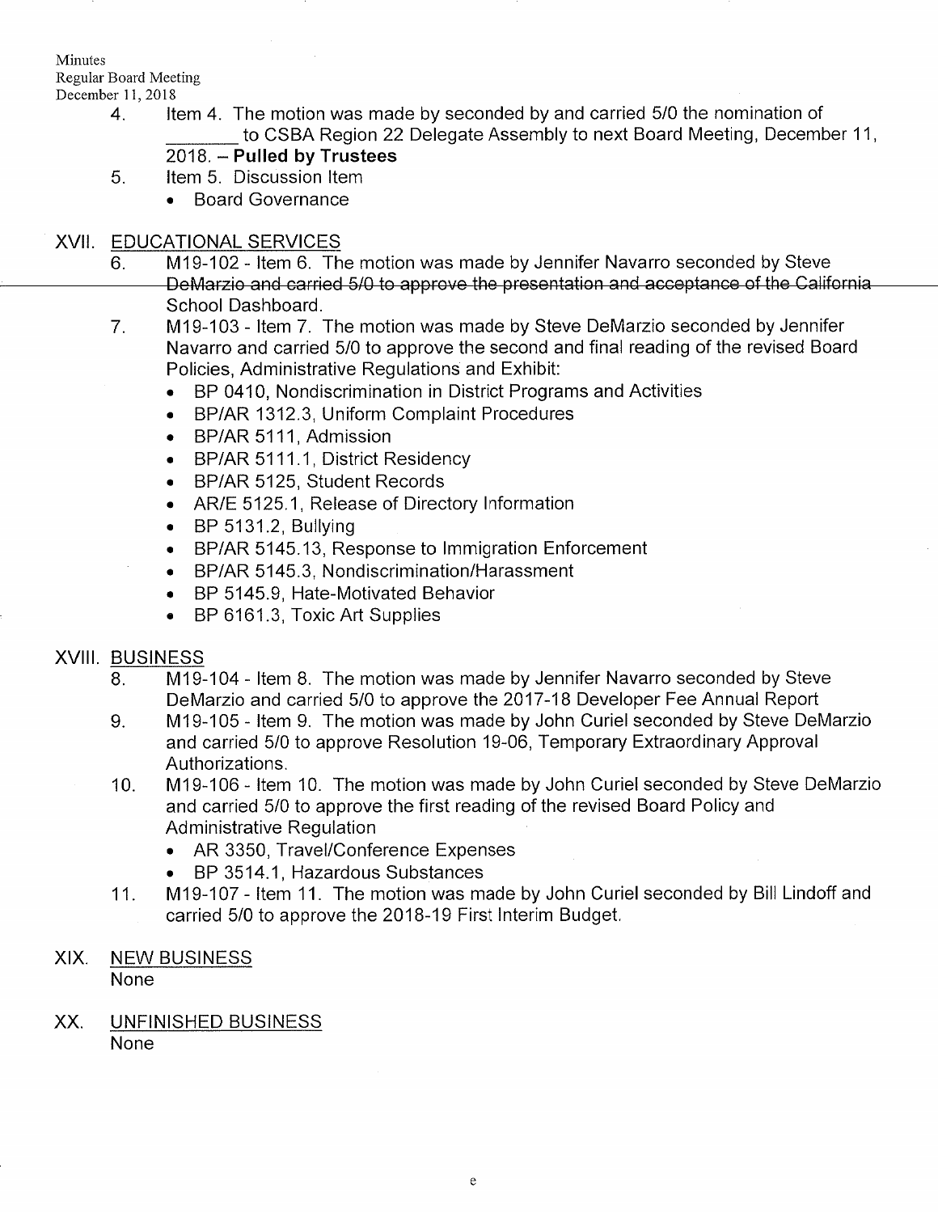4. Item 4. The motion was made by seconded by and carried 5/0 the nomination of _______ to CSBA Region 22 Delegate Assembly to next Board Meeting, December 11, 2018. – **Pulled by Trustees**
5. Item 5. Discussion Item
   - Board Governance

## XVII. EDUCATIONAL SERVICES

6. M19-102 - Item 6. The motion was made by Jennifer Navarro seconded by Steve DeMarzio and carried 5/0 to approve the presentation and acceptance of the California School Dashboard.
7. M19-103 - Item 7. The motion was made by Steve DeMarzio seconded by Jennifer Navarro and carried 5/0 to approve the second and final reading of the revised Board Policies, Administrative Regulations and Exhibit:
   - BP 0410, Nondiscrimination in District Programs and Activities
   - BP/AR 1312.3, Uniform Complaint Procedures
   - BP/AR 5111, Admission
   - BP/AR 5111.1, District Residency
   - BP/AR 5125, Student Records
   - AR/E 5125.1, Release of Directory Information
   - BP 5131.2, Bullying
   - BP/AR 5145.13, Response to Immigration Enforcement
   - BP/AR 5145.3, Nondiscrimination/Harassment
   - BP 5145.9, Hate-Motivated Behavior
   - BP 6161.3, Toxic Art Supplies

## XVIII. BUSINESS

8. M19-104 - Item 8. The motion was made by Jennifer Navarro seconded by Steve DeMarzio and carried 5/0 to approve the 2017-18 Developer Fee Annual Report
9. M19-105 - Item 9. The motion was made by John Curiel seconded by Steve DeMarzio and carried 5/0 to approve Resolution 19-06, Temporary Extraordinary Approval Authorizations.
10. M19-106 - Item 10. The motion was made by John Curiel seconded by Steve DeMarzio and carried 5/0 to approve the first reading of the revised Board Policy and Administrative Regulation
    - AR 3350, Travel/Conference Expenses
    - BP 3514.1, Hazardous Substances
11. M19-107 - Item 11. The motion was made by John Curiel seconded by Bill Lindoff and carried 5/0 to approve the 2018-19 First Interim Budget.

## XIX. NEW BUSINESS

None

## XX. UNFINISHED BUSINESS

None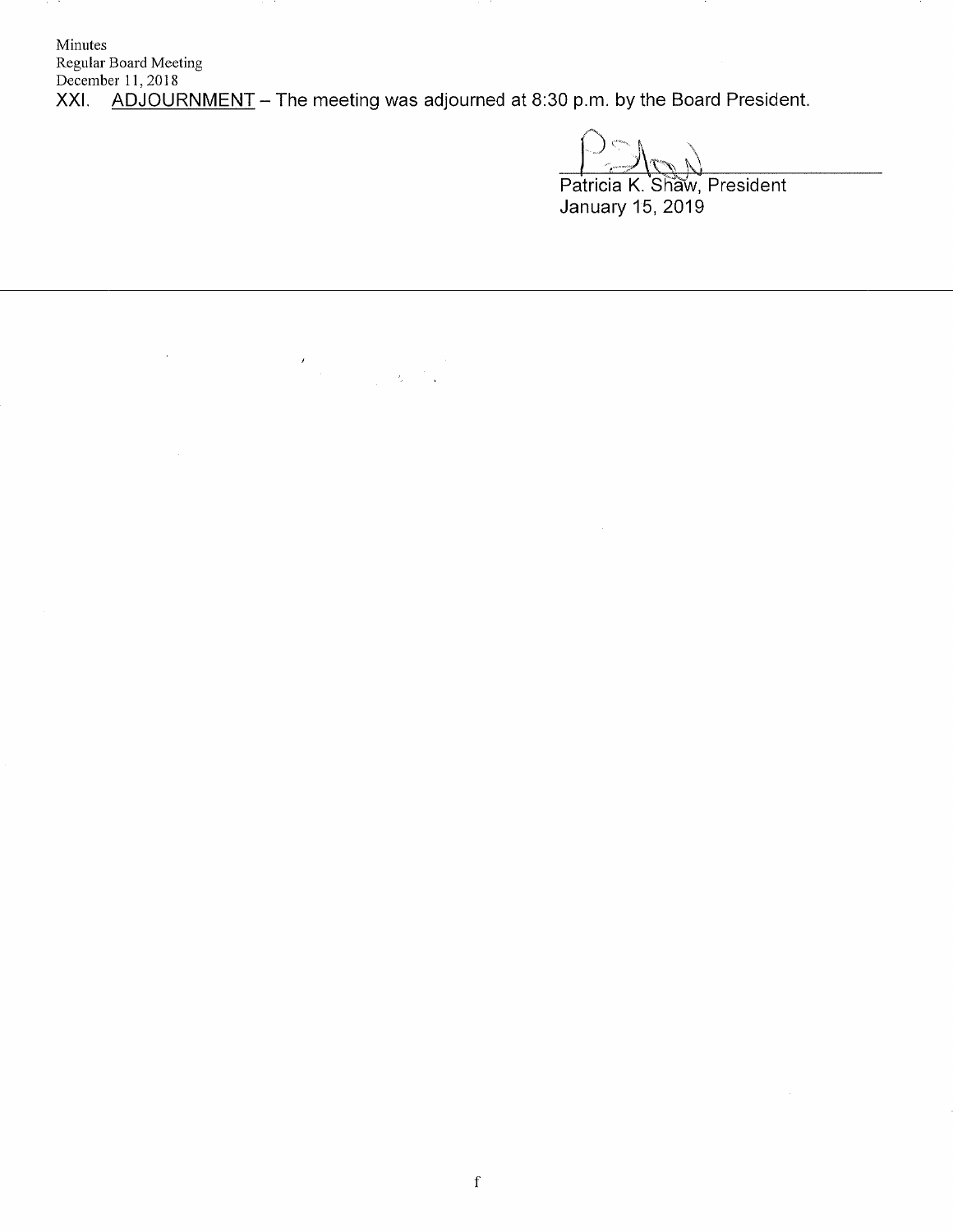XXI. <u>ADJOURNMENT</u> – The meeting was adjourned at 8:30 p.m. by the Board President.

Patricia K. Shaw, President
January 15, 2019